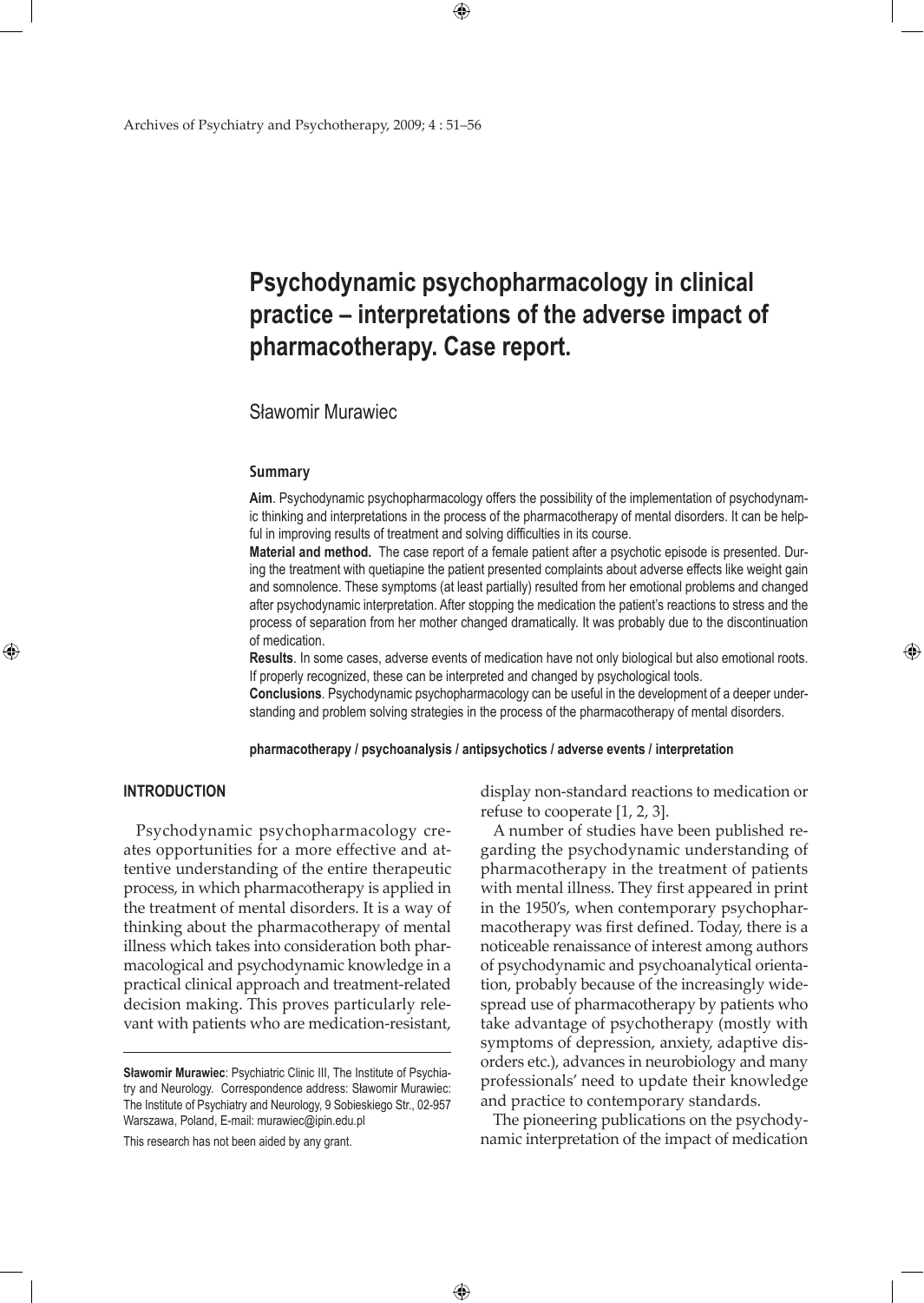# Psychodynamic psychopharmacology in clinical practice – interpretations of the adverse impact of pharmacotherapy. Case report.

Sławomir Murawiec

### Summary

**Aim**. Psychodynamic psychopharmacology offers the possibility of the implementation of psychodynamic thinking and interpretations in the process of the pharmacotherapy of mental disorders. It can be helpful in improving results of treatment and solving difficulties in its course.

**Material and method.** The case report of a female patient after a psychotic episode is presented. During the treatment with quetiapine the patient presented complaints about adverse effects like weight gain and somnolence. These symptoms (at least partially) resulted from her emotional problems and changed after psychodynamic interpretation. After stopping the medication the patient's reactions to stress and the process of separation from her mother changed dramatically. It was probably due to the discontinuation of medication.

**Results**. In some cases, adverse events of medication have not only biological but also emotional roots. If properly recognized, these can be interpreted and changed by psychological tools.

**Conclusions**. Psychodynamic psychopharmacology can be useful in the development of a deeper understanding and problem solving strategies in the process of the pharmacotherapy of mental disorders.

**pharmacotherapy / psychoanalysis / antipsychotics / adverse events / interpretation**

## INTRODUCTION

Psychodynamic psychopharmacology creates opportunities for a more effective and attentive understanding of the entire therapeutic process, in which pharmacotherapy is applied in the treatment of mental disorders. It is a way of thinking about the pharmacotherapy of mental illness which takes into consideration both pharmacological and psychodynamic knowledge in a practical clinical approach and treatment-related decision making. This proves particularly relevant with patients who are medication-resistant, display non-standard reactions to medication or refuse to cooperate [1, 2, 3].

A number of studies have been published regarding the psychodynamic understanding of pharmacotherapy in the treatment of patients with mental illness. They first appeared in print in the 1950's, when contemporary psychopharmacotherapy was first defined. Today, there is a noticeable renaissance of interest among authors of psychodynamic and psychoanalytical orientation, probably because of the increasingly widespread use of pharmacotherapy by patients who take advantage of psychotherapy (mostly with symptoms of depression, anxiety, adaptive disorders etc.), advances in neurobiology and many professionals' need to update their knowledge and practice to contemporary standards.

The pioneering publications on the psychodynamic interpretation of the impact of medication

**Sławomir Murawiec**: Psychiatric Clinic III, The Institute of Psychiatry and Neurology. Correspondence address: Sławomir Murawiec: The Institute of Psychiatry and Neurology, 9 Sobieskiego Str., 02-957 Warszawa, Poland, E-mail: murawiec@ipin.edu.pl

This research has not been aided by any grant.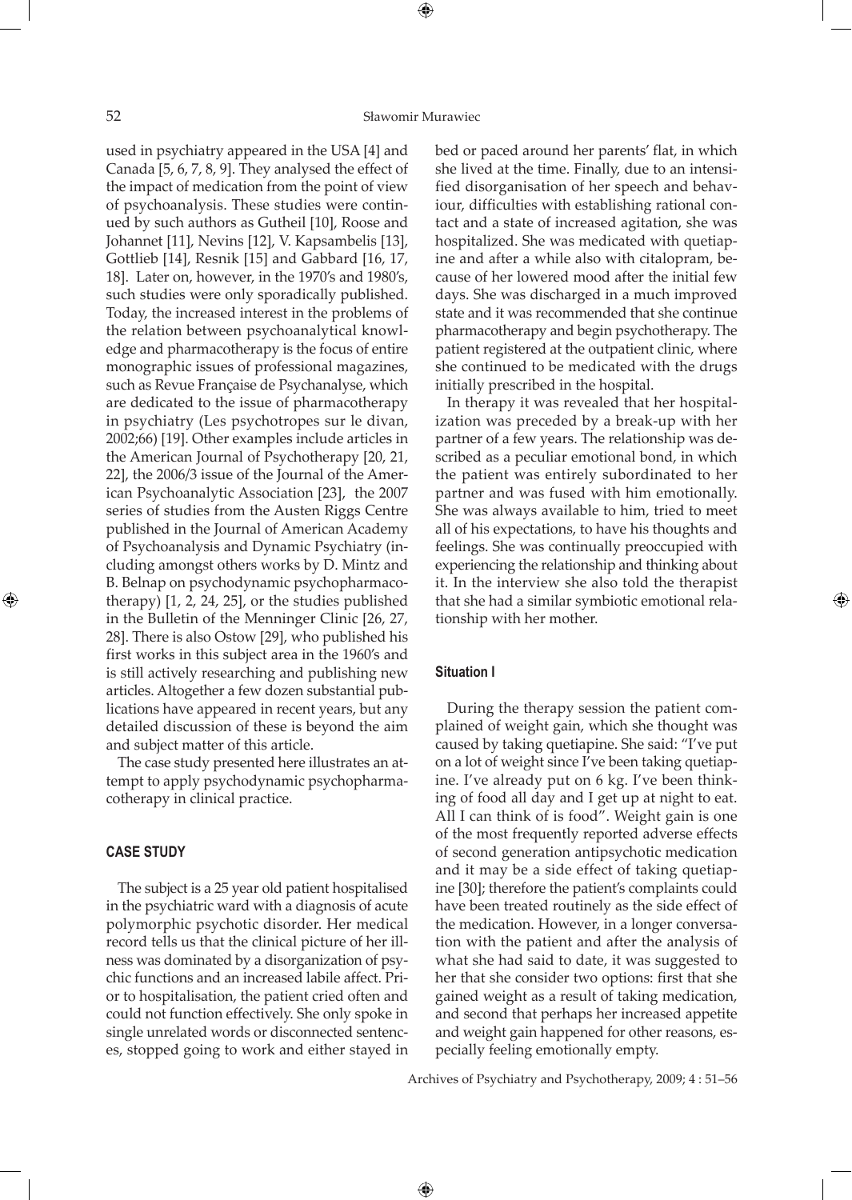used in psychiatry appeared in the USA [4] and Canada [5, 6, 7, 8, 9]. They analysed the effect of the impact of medication from the point of view of psychoanalysis. These studies were continued by such authors as Gutheil [10], Roose and Johannet [11], Nevins [12], V. Kapsambelis [13], Gottlieb [14], Resnik [15] and Gabbard [16, 17, 18]. Later on, however, in the 1970's and 1980's, such studies were only sporadically published. Today, the increased interest in the problems of the relation between psychoanalytical knowledge and pharmacotherapy is the focus of entire monographic issues of professional magazines, such as Revue Française de Psychanalyse, which are dedicated to the issue of pharmacotherapy in psychiatry (Les psychotropes sur le divan, 2002;66) [19]. Other examples include articles in the American Journal of Psychotherapy [20, 21, 22], the 2006/3 issue of the Journal of the American Psychoanalytic Association [23], the 2007 series of studies from the Austen Riggs Centre published in the Journal of American Academy of Psychoanalysis and Dynamic Psychiatry (including amongst others works by D. Mintz and B. Belnap on psychodynamic psychopharmacotherapy) [1, 2, 24, 25], or the studies published in the Bulletin of the Menninger Clinic [26, 27, 28]. There is also Ostow [29], who published his first works in this subject area in the 1960's and is still actively researching and publishing new articles. Altogether a few dozen substantial publications have appeared in recent years, but any detailed discussion of these is beyond the aim and subject matter of this article.

The case study presented here illustrates an attempt to apply psychodynamic psychopharmacotherapy in clinical practice.

## CASE STUDY

The subject is a 25 year old patient hospitalised in the psychiatric ward with a diagnosis of acute polymorphic psychotic disorder. Her medical record tells us that the clinical picture of her illness was dominated by a disorganization of psychic functions and an increased labile affect. Prior to hospitalisation, the patient cried often and could not function effectively. She only spoke in single unrelated words or disconnected sentences, stopped going to work and either stayed in bed or paced around her parents' flat, in which she lived at the time. Finally, due to an intensified disorganisation of her speech and behaviour, difficulties with establishing rational contact and a state of increased agitation, she was hospitalized. She was medicated with quetiapine and after a while also with citalopram, because of her lowered mood after the initial few days. She was discharged in a much improved state and it was recommended that she continue pharmacotherapy and begin psychotherapy. The patient registered at the outpatient clinic, where she continued to be medicated with the drugs initially prescribed in the hospital.

In therapy it was revealed that her hospitalization was preceded by a break-up with her partner of a few years. The relationship was described as a peculiar emotional bond, in which the patient was entirely subordinated to her partner and was fused with him emotionally. She was always available to him, tried to meet all of his expectations, to have his thoughts and feelings. She was continually preoccupied with experiencing the relationship and thinking about it. In the interview she also told the therapist that she had a similar symbiotic emotional relationship with her mother.

### Situation I

During the therapy session the patient complained of weight gain, which she thought was caused by taking quetiapine. She said: "I've put on a lot of weight since I've been taking quetiapine. I've already put on 6 kg. I've been thinking of food all day and I get up at night to eat. All I can think of is food". Weight gain is one of the most frequently reported adverse effects of second generation antipsychotic medication and it may be a side effect of taking quetiapine [30]; therefore the patient's complaints could have been treated routinely as the side effect of the medication. However, in a longer conversation with the patient and after the analysis of what she had said to date, it was suggested to her that she consider two options: first that she gained weight as a result of taking medication, and second that perhaps her increased appetite and weight gain happened for other reasons, especially feeling emotionally empty.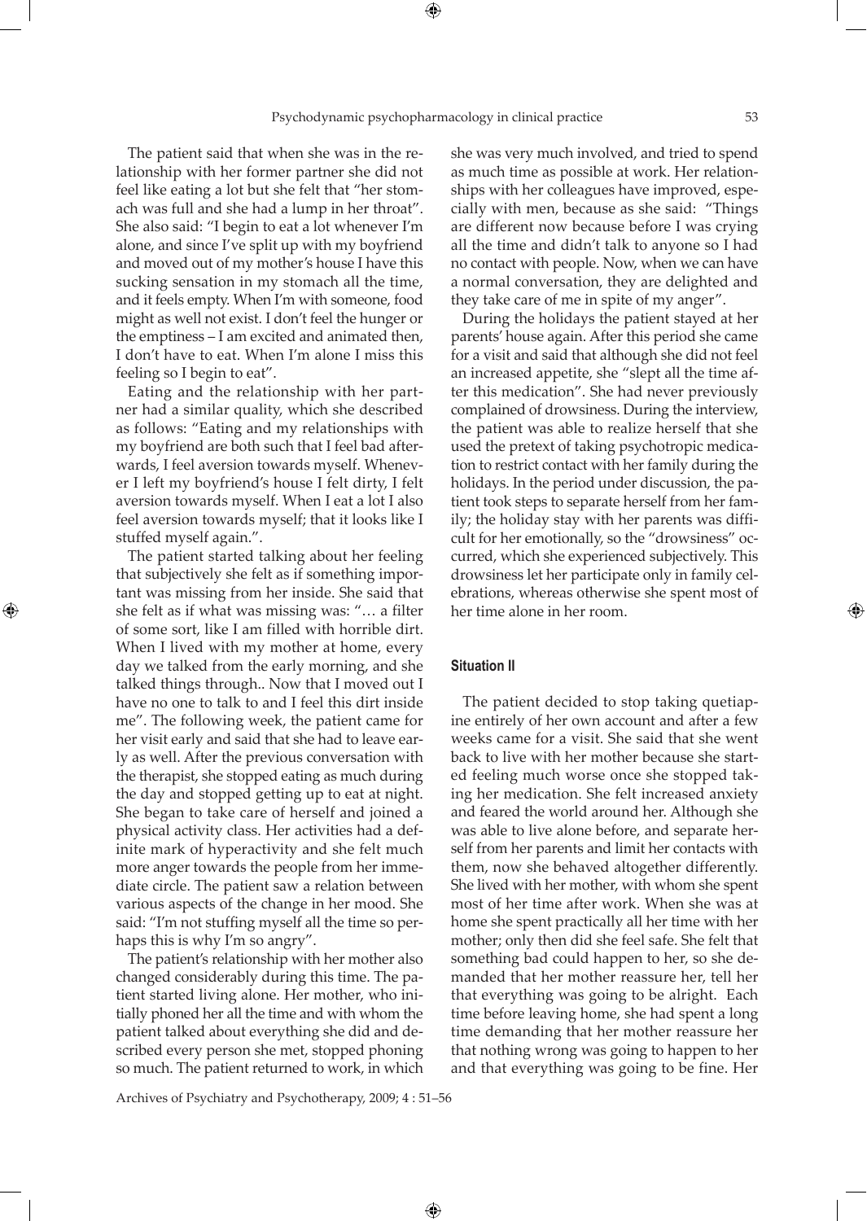The patient said that when she was in the relationship with her former partner she did not feel like eating a lot but she felt that "her stomach was full and she had a lump in her throat". She also said: "I begin to eat a lot whenever I'm alone, and since I've split up with my boyfriend and moved out of my mother's house I have this sucking sensation in my stomach all the time, and it feels empty. When I'm with someone, food might as well not exist. I don't feel the hunger or the emptiness – I am excited and animated then, I don't have to eat. When I'm alone I miss this feeling so I begin to eat".

Eating and the relationship with her partner had a similar quality, which she described as follows: "Eating and my relationships with my boyfriend are both such that I feel bad afterwards, I feel aversion towards myself. Whenever I left my boyfriend's house I felt dirty, I felt aversion towards myself. When I eat a lot I also feel aversion towards myself; that it looks like I stuffed myself again.".

The patient started talking about her feeling that subjectively she felt as if something important was missing from her inside. She said that she felt as if what was missing was: "… a filter of some sort, like I am filled with horrible dirt. When I lived with my mother at home, every day we talked from the early morning, and she talked things through.. Now that I moved out I have no one to talk to and I feel this dirt inside me". The following week, the patient came for her visit early and said that she had to leave early as well. After the previous conversation with the therapist, she stopped eating as much during the day and stopped getting up to eat at night. She began to take care of herself and joined a physical activity class. Her activities had a definite mark of hyperactivity and she felt much more anger towards the people from her immediate circle. The patient saw a relation between various aspects of the change in her mood. She said: "I'm not stuffing myself all the time so perhaps this is why I'm so angry".

The patient's relationship with her mother also changed considerably during this time. The patient started living alone. Her mother, who initially phoned her all the time and with whom the patient talked about everything she did and described every person she met, stopped phoning so much. The patient returned to work, in which she was very much involved, and tried to spend as much time as possible at work. Her relationships with her colleagues have improved, especially with men, because as she said: "Things are different now because before I was crying all the time and didn't talk to anyone so I had no contact with people. Now, when we can have a normal conversation, they are delighted and they take care of me in spite of my anger".

During the holidays the patient stayed at her parents' house again. After this period she came for a visit and said that although she did not feel an increased appetite, she "slept all the time after this medication". She had never previously complained of drowsiness. During the interview, the patient was able to realize herself that she used the pretext of taking psychotropic medication to restrict contact with her family during the holidays. In the period under discussion, the patient took steps to separate herself from her family; the holiday stay with her parents was difficult for her emotionally, so the "drowsiness" occurred, which she experienced subjectively. This drowsiness let her participate only in family celebrations, whereas otherwise she spent most of her time alone in her room.

#### Situation II

The patient decided to stop taking quetiapine entirely of her own account and after a few weeks came for a visit. She said that she went back to live with her mother because she started feeling much worse once she stopped taking her medication. She felt increased anxiety and feared the world around her. Although she was able to live alone before, and separate herself from her parents and limit her contacts with them, now she behaved altogether differently. She lived with her mother, with whom she spent most of her time after work. When she was at home she spent practically all her time with her mother; only then did she feel safe. She felt that something bad could happen to her, so she demanded that her mother reassure her, tell her that everything was going to be alright. Each time before leaving home, she had spent a long time demanding that her mother reassure her that nothing wrong was going to happen to her and that everything was going to be fine. Her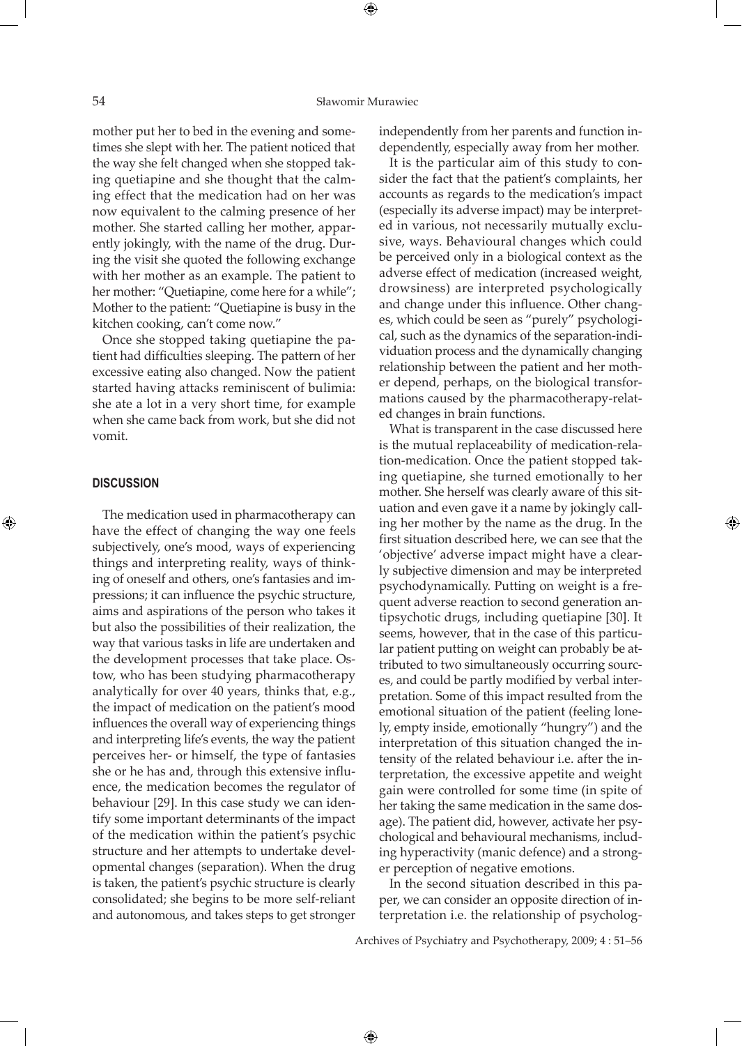mother put her to bed in the evening and sometimes she slept with her. The patient noticed that the way she felt changed when she stopped taking quetiapine and she thought that the calming effect that the medication had on her was now equivalent to the calming presence of her mother. She started calling her mother, apparently jokingly, with the name of the drug. During the visit she quoted the following exchange with her mother as an example. The patient to her mother: "Quetiapine, come here for a while"; Mother to the patient: "Quetiapine is busy in the kitchen cooking, can't come now."

Once she stopped taking quetiapine the patient had difficulties sleeping. The pattern of her excessive eating also changed. Now the patient started having attacks reminiscent of bulimia: she ate a lot in a very short time, for example when she came back from work, but she did not vomit.

## DISCUSSION

The medication used in pharmacotherapy can have the effect of changing the way one feels subjectively, one's mood, ways of experiencing things and interpreting reality, ways of thinking of oneself and others, one's fantasies and impressions; it can influence the psychic structure, aims and aspirations of the person who takes it but also the possibilities of their realization, the way that various tasks in life are undertaken and the development processes that take place. Ostow, who has been studying pharmacotherapy analytically for over 40 years, thinks that, e.g., the impact of medication on the patient's mood influences the overall way of experiencing things and interpreting life's events, the way the patient perceives her- or himself, the type of fantasies she or he has and, through this extensive influence, the medication becomes the regulator of behaviour [29]. In this case study we can identify some important determinants of the impact of the medication within the patient's psychic structure and her attempts to undertake developmental changes (separation). When the drug is taken, the patient's psychic structure is clearly consolidated; she begins to be more self-reliant and autonomous, and takes steps to get stronger independently from her parents and function independently, especially away from her mother.

It is the particular aim of this study to consider the fact that the patient's complaints, her accounts as regards to the medication's impact (especially its adverse impact) may be interpreted in various, not necessarily mutually exclusive, ways. Behavioural changes which could be perceived only in a biological context as the adverse effect of medication (increased weight, drowsiness) are interpreted psychologically and change under this influence. Other changes, which could be seen as "purely" psychological, such as the dynamics of the separation-individuation process and the dynamically changing relationship between the patient and her mother depend, perhaps, on the biological transformations caused by the pharmacotherapy-related changes in brain functions.

What is transparent in the case discussed here is the mutual replaceability of medication-relation-medication. Once the patient stopped taking quetiapine, she turned emotionally to her mother. She herself was clearly aware of this situation and even gave it a name by jokingly calling her mother by the name as the drug. In the first situation described here, we can see that the 'objective' adverse impact might have a clearly subjective dimension and may be interpreted psychodynamically. Putting on weight is a frequent adverse reaction to second generation antipsychotic drugs, including quetiapine [30]. It seems, however, that in the case of this particular patient putting on weight can probably be attributed to two simultaneously occurring sources, and could be partly modified by verbal interpretation. Some of this impact resulted from the emotional situation of the patient (feeling lonely, empty inside, emotionally "hungry") and the interpretation of this situation changed the intensity of the related behaviour i.e. after the interpretation, the excessive appetite and weight gain were controlled for some time (in spite of her taking the same medication in the same dosage). The patient did, however, activate her psychological and behavioural mechanisms, including hyperactivity (manic defence) and a stronger perception of negative emotions.

In the second situation described in this paper, we can consider an opposite direction of interpretation i.e. the relationship of psycholog-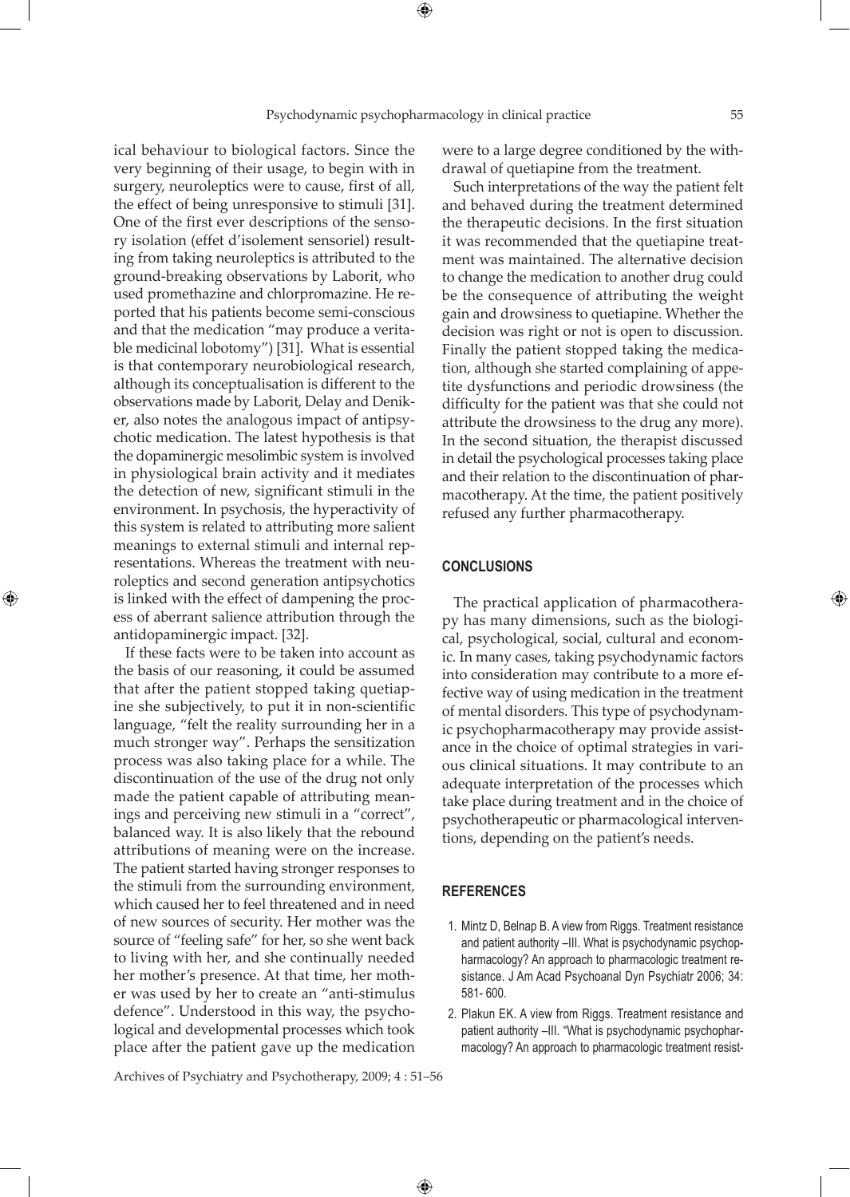ical behaviour to biological factors. Since the very beginning of their usage, to begin with in surgery, neuroleptics were to cause, first of all, the effect of being unresponsive to stimuli [31]. One of the first ever descriptions of the sensory isolation (effet d'isolement sensoriel) resulting from taking neuroleptics is attributed to the ground-breaking observations by Laborit, who used promethazine and chlorpromazine. He reported that his patients become semi-conscious and that the medication "may produce a veritable medicinal lobotomy") [31]. What is essential is that contemporary neurobiological research, although its conceptualisation is different to the observations made by Laborit, Delay and Deniker, also notes the analogous impact of antipsychotic medication. The latest hypothesis is that the dopaminergic mesolimbic system is involved in physiological brain activity and it mediates the detection of new, significant stimuli in the environment. In psychosis, the hyperactivity of this system is related to attributing more salient meanings to external stimuli and internal representations. Whereas the treatment with neuroleptics and second generation antipsychotics is linked with the effect of dampening the process of aberrant salience attribution through the antidopaminergic impact. [32].

If these facts were to be taken into account as the basis of our reasoning, it could be assumed that after the patient stopped taking quetiapine she subjectively, to put it in non-scientific language, "felt the reality surrounding her in a much stronger way". Perhaps the sensitization process was also taking place for a while. The discontinuation of the use of the drug not only made the patient capable of attributing meanings and perceiving new stimuli in a "correct", balanced way. It is also likely that the rebound attributions of meaning were on the increase. The patient started having stronger responses to the stimuli from the surrounding environment, which caused her to feel threatened and in need of new sources of security. Her mother was the source of "feeling safe" for her, so she went back to living with her, and she continually needed her mother's presence. At that time, her mother was used by her to create an "anti-stimulus defence". Understood in this way, the psychological and developmental processes which took place after the patient gave up the medication were to a large degree conditioned by the withdrawal of quetiapine from the treatment.

Such interpretations of the way the patient felt and behaved during the treatment determined the therapeutic decisions. In the first situation it was recommended that the quetiapine treatment was maintained. The alternative decision to change the medication to another drug could be the consequence of attributing the weight gain and drowsiness to quetiapine. Whether the decision was right or not is open to discussion. Finally the patient stopped taking the medication, although she started complaining of appetite dysfunctions and periodic drowsiness (the difficulty for the patient was that she could not attribute the drowsiness to the drug any more). In the second situation, the therapist discussed in detail the psychological processes taking place and their relation to the discontinuation of pharmacotherapy. At the time, the patient positively refused any further pharmacotherapy.

## CONCLUSIONS

The practical application of pharmacotherapy has many dimensions, such as the biological, psychological, social, cultural and economic. In many cases, taking psychodynamic factors into consideration may contribute to a more effective way of using medication in the treatment of mental disorders. This type of psychodynamic psychopharmacotherapy may provide assistance in the choice of optimal strategies in various clinical situations. It may contribute to an adequate interpretation of the processes which take place during treatment and in the choice of psychotherapeutic or pharmacological interventions, depending on the patient's needs.

## REFERENCES

1. Mintz D, Belnap B. A view from Riggs. Treatment resistance and patient authority –III. What is psychodynamic psychopharmacology? An approach to pharmacologic treatment resistance. J Am Acad Psychoanal Dyn Psychiatr 2006; 34: 581- 600.
2. Plakun EK. A view from Riggs. Treatment resistance and patient authority –III. "What is psychodynamic psychopharmacology? An approach to pharmacologic treatment resist-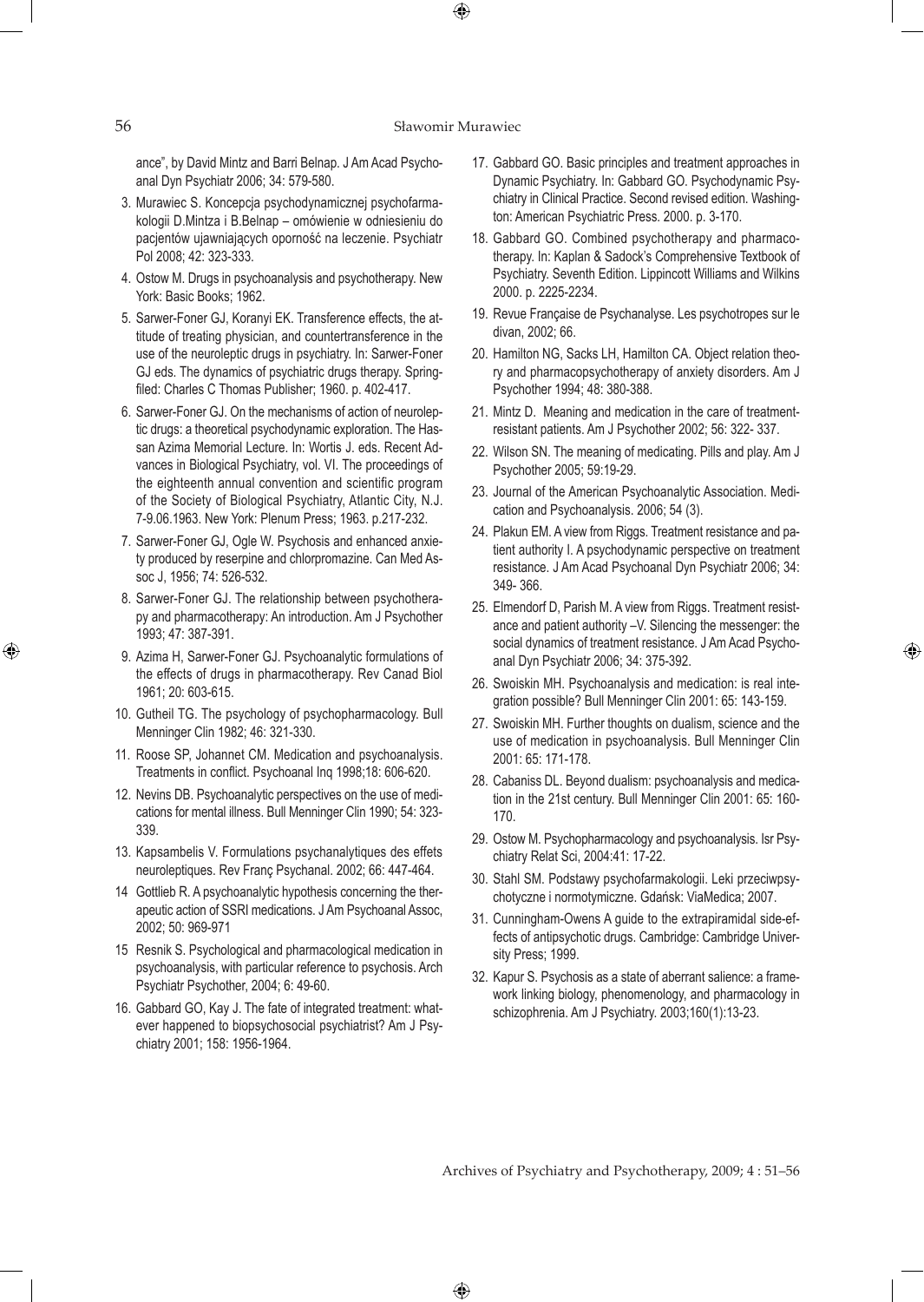ance", by David Mintz and Barri Belnap. J Am Acad Psychoanal Dyn Psychiatr 2006; 34: 579-580.

3. Murawiec S. Koncepcja psychodynamicznej psychofarmakologii D.Mintza i B.Belnap – omówienie w odniesieniu do pacjentów ujawniających oporność na leczenie. Psychiatr Pol 2008; 42: 323-333.
4. Ostow M. Drugs in psychoanalysis and psychotherapy. New York: Basic Books; 1962.
5. Sarwer-Foner GJ, Koranyi EK. Transference effects, the attitude of treating physician, and countertransference in the use of the neuroleptic drugs in psychiatry. In: Sarwer-Foner GJ eds. The dynamics of psychiatric drugs therapy. Springfiled: Charles C Thomas Publisher; 1960. p. 402-417.
6. Sarwer-Foner GJ. On the mechanisms of action of neuroleptic drugs: a theoretical psychodynamic exploration. The Hassan Azima Memorial Lecture. In: Wortis J. eds. Recent Advances in Biological Psychiatry, vol. VI. The proceedings of the eighteenth annual convention and scientific program of the Society of Biological Psychiatry, Atlantic City, N.J. 7-9.06.1963. New York: Plenum Press; 1963. p.217-232.
7. Sarwer-Foner GJ, Ogle W. Psychosis and enhanced anxiety produced by reserpine and chlorpromazine. Can Med Assoc J, 1956; 74: 526-532.
8. Sarwer-Foner GJ. The relationship between psychotherapy and pharmacotherapy: An introduction. Am J Psychother 1993; 47: 387-391.
9. Azima H, Sarwer-Foner GJ. Psychoanalytic formulations of the effects of drugs in pharmacotherapy. Rev Canad Biol 1961; 20: 603-615.
10. Gutheil TG. The psychology of psychopharmacology. Bull Menninger Clin 1982; 46: 321-330.
11. Roose SP, Johannet CM. Medication and psychoanalysis. Treatments in conflict. Psychoanal Inq 1998;18: 606-620.
12. Nevins DB. Psychoanalytic perspectives on the use of medications for mental illness. Bull Menninger Clin 1990; 54: 323-339.
13. Kapsambelis V. Formulations psychanalytiques des effets neuroleptiques. Rev Franç Psychanal. 2002; 66: 447-464.
14. Gottlieb R. A psychoanalytic hypothesis concerning the therapeutic action of SSRI medications. J Am Psychoanal Assoc, 2002; 50: 969-971
15. Resnik S. Psychological and pharmacological medication in psychoanalysis, with particular reference to psychosis. Arch Psychiatr Psychother, 2004; 6: 49-60.
16. Gabbard GO, Kay J. The fate of integrated treatment: whatever happened to biopsychosocial psychiatrist? Am J Psychiatry 2001; 158: 1956-1964.
17. Gabbard GO. Basic principles and treatment approaches in Dynamic Psychiatry. In: Gabbard GO. Psychodynamic Psychiatry in Clinical Practice. Second revised edition. Washington: American Psychiatric Press. 2000. p. 3-170.
18. Gabbard GO. Combined psychotherapy and pharmacotherapy. In: Kaplan & Sadock's Comprehensive Textbook of Psychiatry. Seventh Edition. Lippincott Williams and Wilkins 2000. p. 2225-2234.
19. Revue Française de Psychanalyse. Les psychotropes sur le divan, 2002; 66.
20. Hamilton NG, Sacks LH, Hamilton CA. Object relation theory and pharmacopsychotherapy of anxiety disorders. Am J Psychother 1994; 48: 380-388.
21. Mintz D. Meaning and medication in the care of treatment-resistant patients. Am J Psychother 2002; 56: 322- 337.
22. Wilson SN. The meaning of medicating. Pills and play. Am J Psychother 2005; 59:19-29.
23. Journal of the American Psychoanalytic Association. Medication and Psychoanalysis. 2006; 54 (3).
24. Plakun EM. A view from Riggs. Treatment resistance and patient authority I. A psychodynamic perspective on treatment resistance. J Am Acad Psychoanal Dyn Psychiatr 2006; 34: 349- 366.
25. Elmendorf D, Parish M. A view from Riggs. Treatment resistance and patient authority –V. Silencing the messenger: the social dynamics of treatment resistance. J Am Acad Psychoanal Dyn Psychiatr 2006; 34: 375-392.
26. Swoiskin MH. Psychoanalysis and medication: is real integration possible? Bull Menninger Clin 2001: 65: 143-159.
27. Swoiskin MH. Further thoughts on dualism, science and the use of medication in psychoanalysis. Bull Menninger Clin 2001: 65: 171-178.
28. Cabaniss DL. Beyond dualism: psychoanalysis and medication in the 21st century. Bull Menninger Clin 2001: 65: 160-170.
29. Ostow M. Psychopharmacology and psychoanalysis. Isr Psychiatry Relat Sci, 2004:41: 17-22.
30. Stahl SM. Podstawy psychofarmakologii. Leki przeciwpsychotyczne i normotymiczne. Gdańsk: ViaMedica; 2007.
31. Cunningham-Owens A guide to the extrapiramidal side-effects of antipsychotic drugs. Cambridge: Cambridge University Press; 1999.
32. Kapur S. Psychosis as a state of aberrant salience: a framework linking biology, phenomenology, and pharmacology in schizophrenia. Am J Psychiatry. 2003;160(1):13-23.